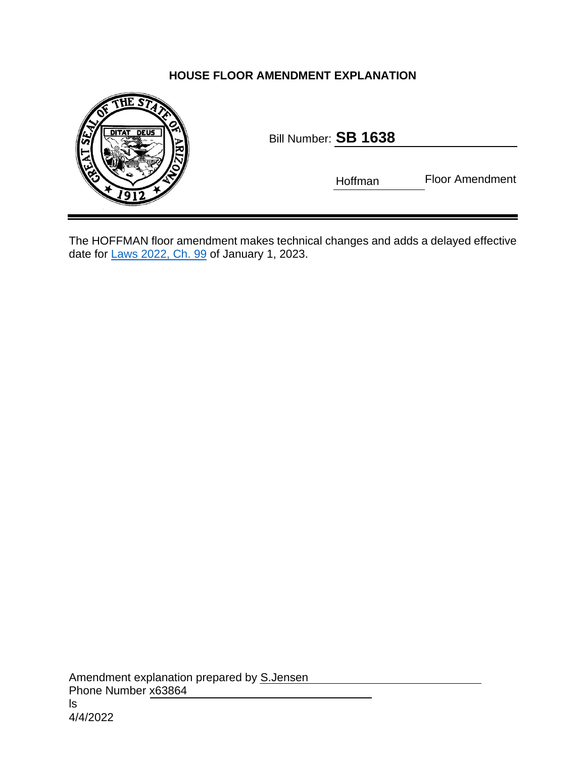# HOUSE FLOOR AMENDMENT EXPLANATION

Bill Number: **SB 1638**

Hoffman Floor Amendment

The HOFFMAN floor amendment makes technical changes and adds a delayed effective date for Laws 2022, Ch. 99 of January 1, 2023.

Amendment explanation prepared by S.Jensen
Phone Number x63864
ls
4/4/2022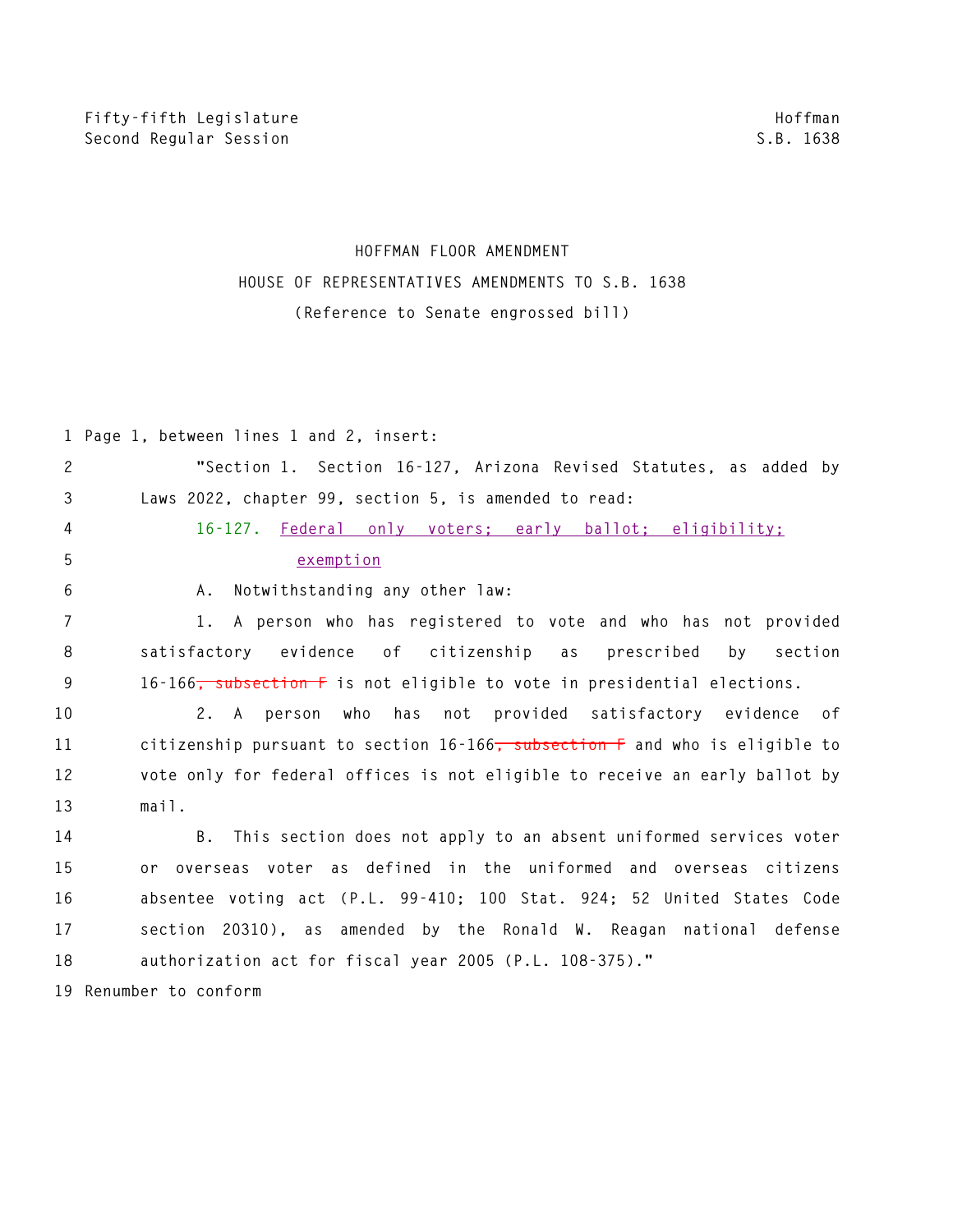Fifty-fifth Legislature
Second Regular Session

Hoffman
S.B. 1638

# HOFFMAN FLOOR AMENDMENT

## HOUSE OF REPRESENTATIVES AMENDMENTS TO S.B. 1638

(Reference to Senate engrossed bill)

1 Page 1, between lines 1 and 2, insert:

2 "Section 1. Section 16-127, Arizona Revised Statutes, as added by
3 Laws 2022, chapter 99, section 5, is amended to read:

4 16-127. Federal only voters; early ballot; eligibility;
5 exemption

6 A. Notwithstanding any other law:

7 1. A person who has registered to vote and who has not provided
8 satisfactory evidence of citizenship as prescribed by section
9 16-166~~, subsection F~~ is not eligible to vote in presidential elections.

10 2. A person who has not provided satisfactory evidence of
11 citizenship pursuant to section 16-166~~, subsection F~~ and who is eligible to
12 vote only for federal offices is not eligible to receive an early ballot by
13 mail.

14 B. This section does not apply to an absent uniformed services voter
15 or overseas voter as defined in the uniformed and overseas citizens
16 absentee voting act (P.L. 99-410; 100 Stat. 924; 52 United States Code
17 section 20310), as amended by the Ronald W. Reagan national defense
18 authorization act for fiscal year 2005 (P.L. 108-375)."

19 Renumber to conform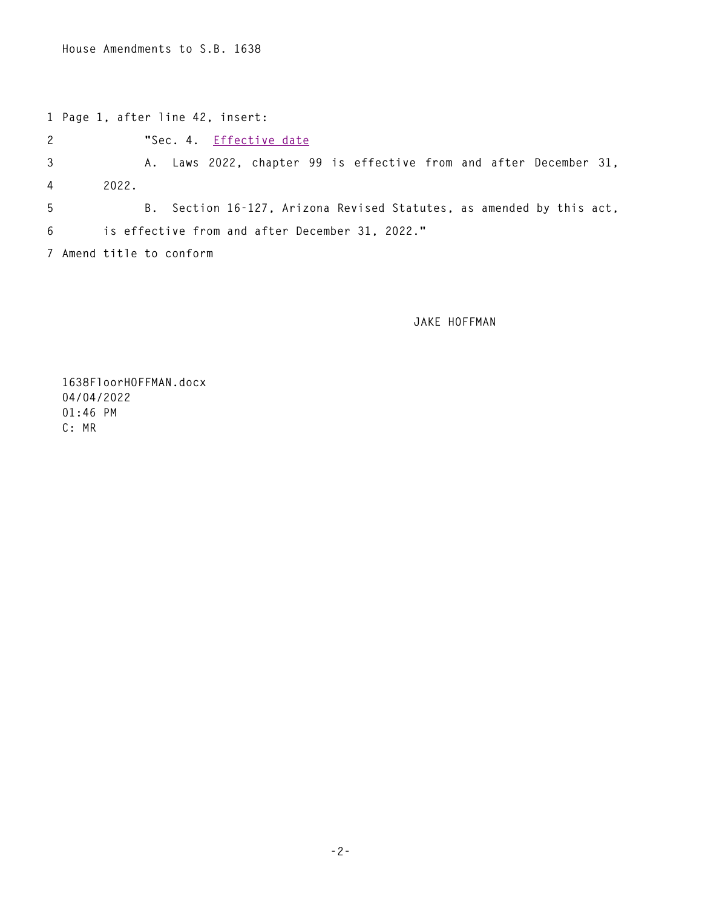House Amendments to S.B. 1638

1 Page 1, after line 42, insert:

2 "Sec. 4. Effective date

3 A. Laws 2022, chapter 99 is effective from and after December 31,

4 2022.

5 B. Section 16-127, Arizona Revised Statutes, as amended by this act,

6 is effective from and after December 31, 2022."

7 Amend title to conform

JAKE HOFFMAN

1638FloorHOFFMAN.docx
04/04/2022
01:46 PM
C: MR